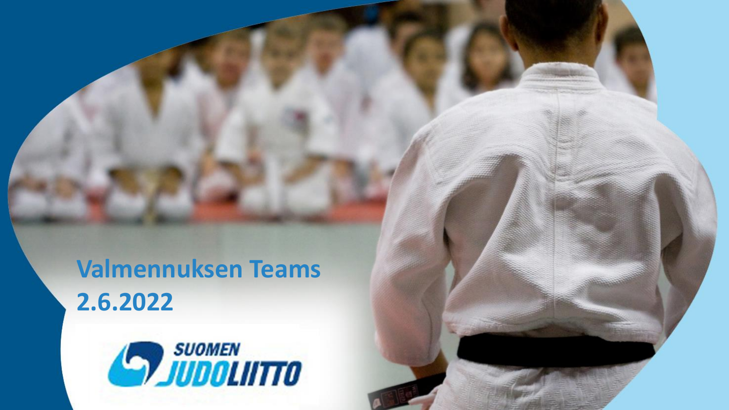# Valmennuksen Teams
## 2.6.2022

SUOMEN JUDOLIITTO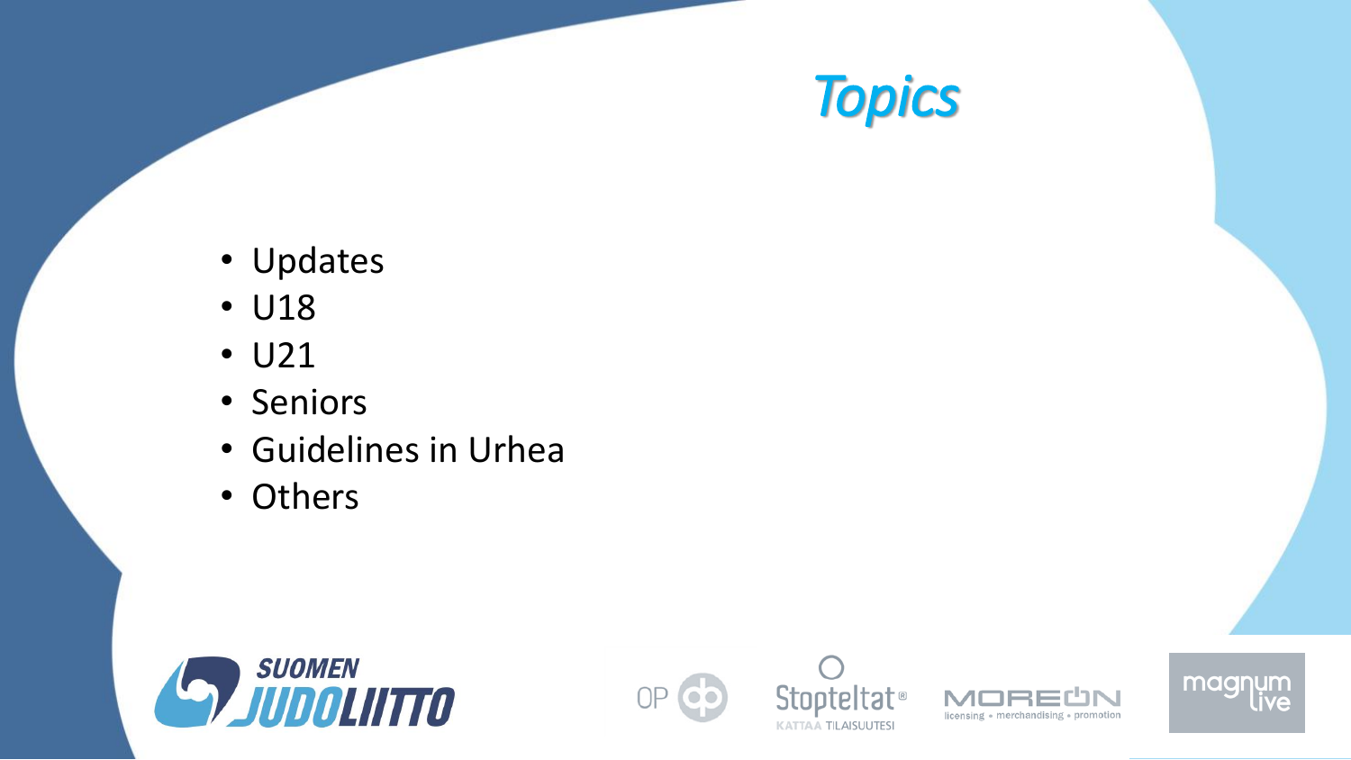# Topics

- Updates
- U18
- U21
- Seniors
- Guidelines in Urhea
- Others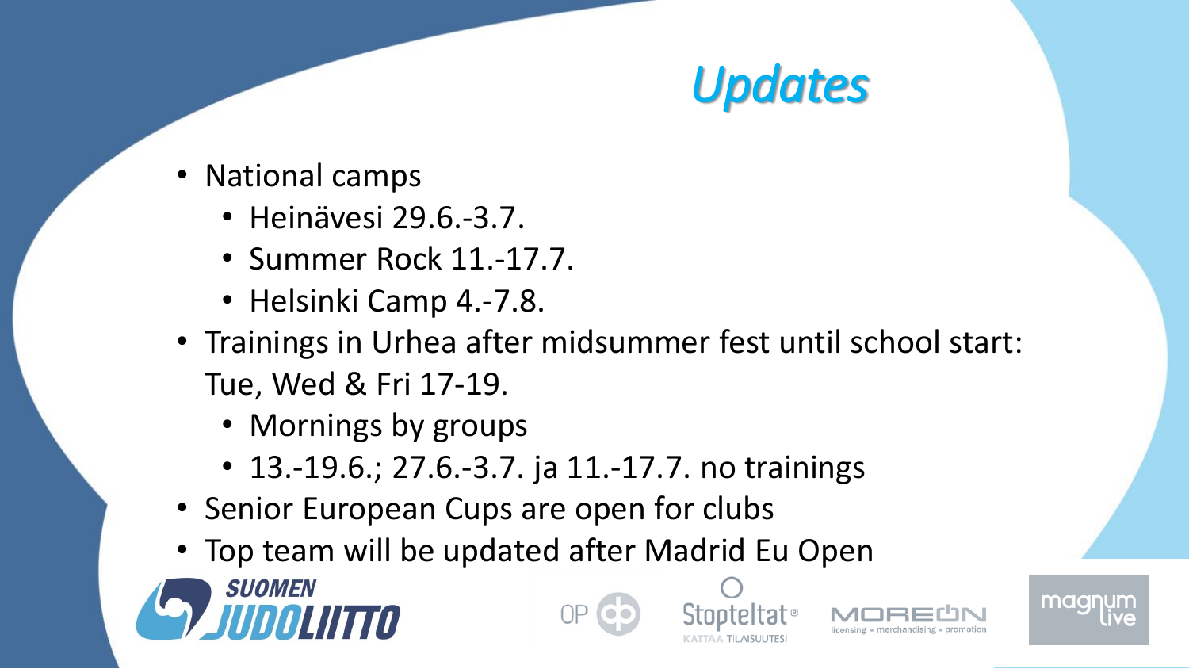# *Updates*

- National camps
  - Heinävesi 29.6.-3.7.
  - Summer Rock 11.-17.7.
  - Helsinki Camp 4.-7.8.
- Trainings in Urhea after midsummer fest until school start: Tue, Wed & Fri 17-19.
  - Mornings by groups
  - 13.-19.6.; 27.6.-3.7. ja 11.-17.7. no trainings
- Senior European Cups are open for clubs
- Top team will be updated after Madrid Eu Open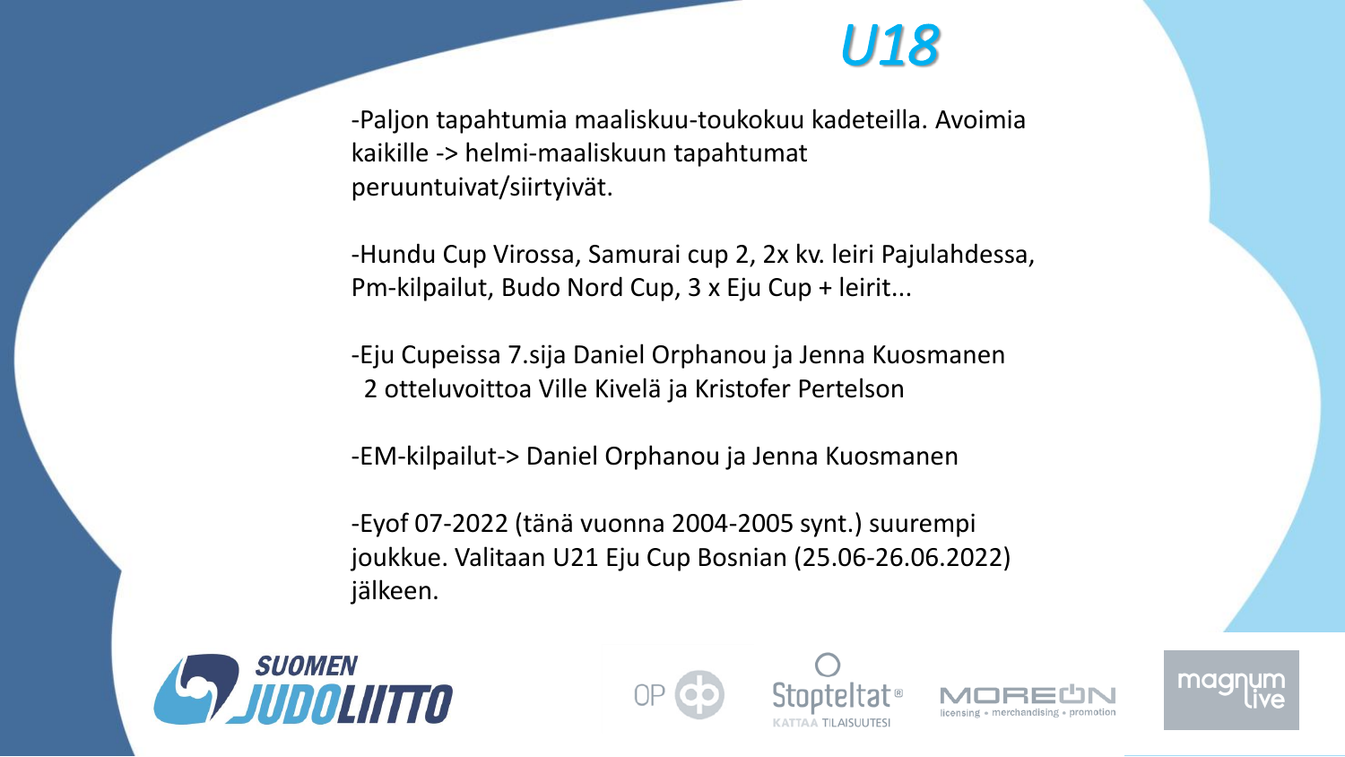# U18

-Paljon tapahtumia maaliskuu-toukokuu kadeteilla. Avoimia kaikille -> helmi-maaliskuun tapahtumat peruuntuivat/siirtyivät.

-Hundu Cup Virossa, Samurai cup 2, 2x kv. leiri Pajulahdessa, Pm-kilpailut, Budo Nord Cup, 3 x Eju Cup + leirit...

-Eju Cupeissa 7.sija Daniel Orphanou ja Jenna Kuosmanen
2 otteluvoittoa Ville Kivelä ja Kristofer Pertelson

-EM-kilpailut-> Daniel Orphanou ja Jenna Kuosmanen

-Eyof 07-2022 (tänä vuonna 2004-2005 synt.) suurempi joukkue. Valitaan U21 Eju Cup Bosnian (25.06-26.06.2022) jälkeen.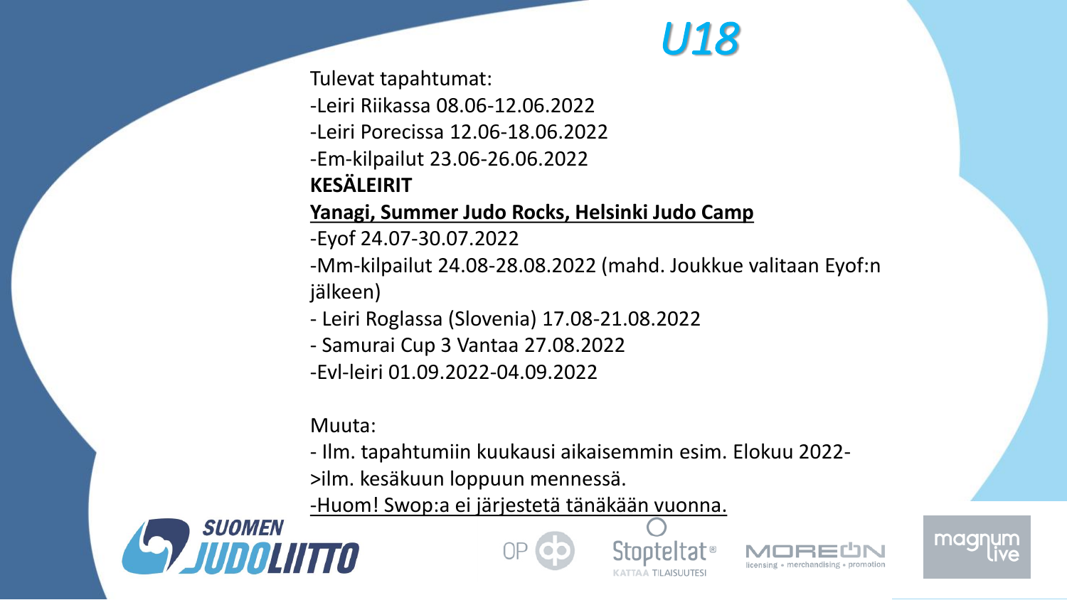# U18

Tulevat tapahtumat:

-Leiri Riikassa 08.06-12.06.2022

-Leiri Porecissa 12.06-18.06.2022

-Em-kilpailut 23.06-26.06.2022

**KESÄLEIRIT**

**Yanagi, Summer Judo Rocks, Helsinki Judo Camp**

-Eyof 24.07-30.07.2022

-Mm-kilpailut 24.08-28.08.2022 (mahd. Joukkue valitaan Eyof:n jälkeen)

- Leiri Roglassa (Slovenia) 17.08-21.08.2022

- Samurai Cup 3 Vantaa 27.08.2022

-Evl-leiri 01.09.2022-04.09.2022

Muuta:

- Ilm. tapahtumiin kuukausi aikaisemmin esim. Elokuu 2022->ilm. kesäkuun loppuun mennessä.

-Huom! Swop:a ei järjestetä tänäkään vuonna.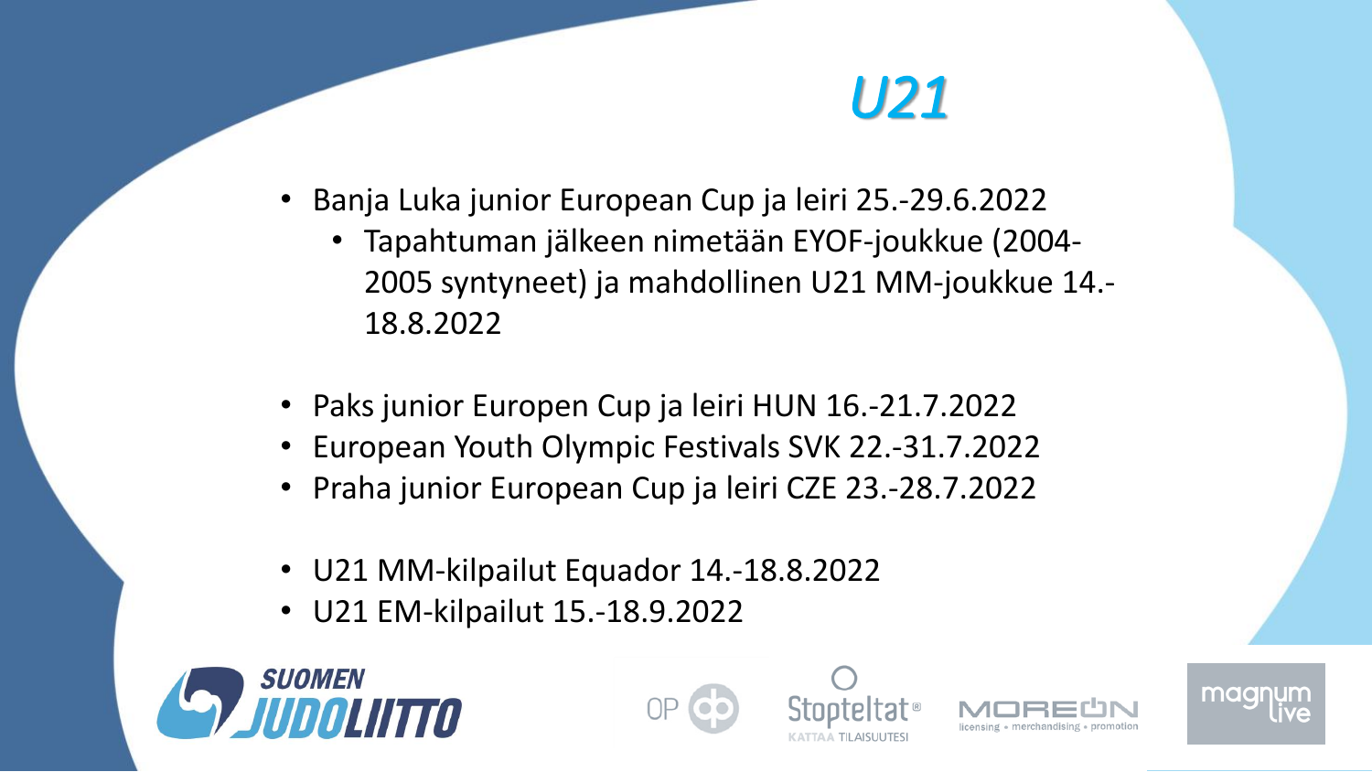# U21

- Banja Luka junior European Cup ja leiri 25.-29.6.2022
  - Tapahtuman jälkeen nimetään EYOF-joukkue (2004-2005 syntyneet) ja mahdollinen U21 MM-joukkue 14.-18.8.2022

- Paks junior Europen Cup ja leiri HUN 16.-21.7.2022
- European Youth Olympic Festivals SVK 22.-31.7.2022
- Praha junior European Cup ja leiri CZE 23.-28.7.2022

- U21 MM-kilpailut Equador 14.-18.8.2022
- U21 EM-kilpailut 15.-18.9.2022

SUOMEN JUDOLIITTO

OP

Stopteltat® KATTAA TILAISUUTESI

MOREON licensing • merchandising • promotion

magnum live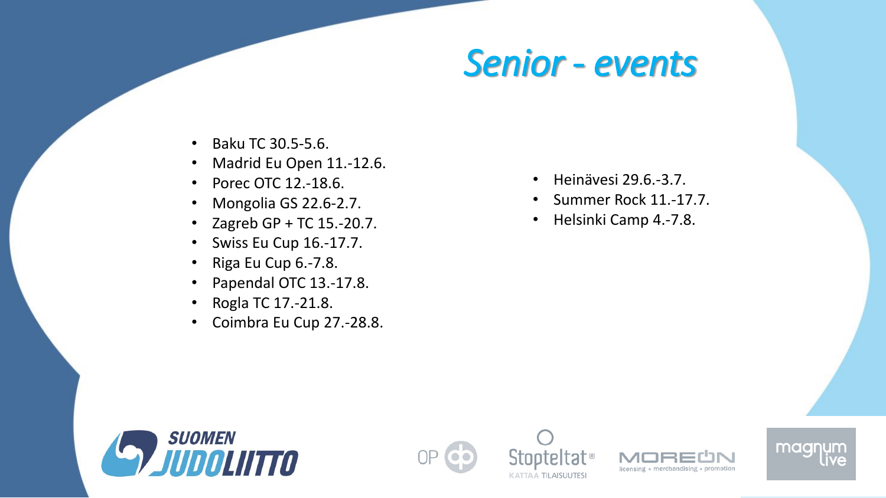# Senior - events

- Baku TC 30.5-5.6.
- Madrid Eu Open 11.-12.6.
- Porec OTC 12.-18.6.
- Mongolia GS 22.6-2.7.
- Zagreb GP + TC 15.-20.7.
- Swiss Eu Cup 16.-17.7.
- Riga Eu Cup 6.-7.8.
- Papendal OTC 13.-17.8.
- Rogla TC 17.-21.8.
- Coimbra Eu Cup 27.-28.8.

- Heinävesi 29.6.-3.7.
- Summer Rock 11.-17.7.
- Helsinki Camp 4.-7.8.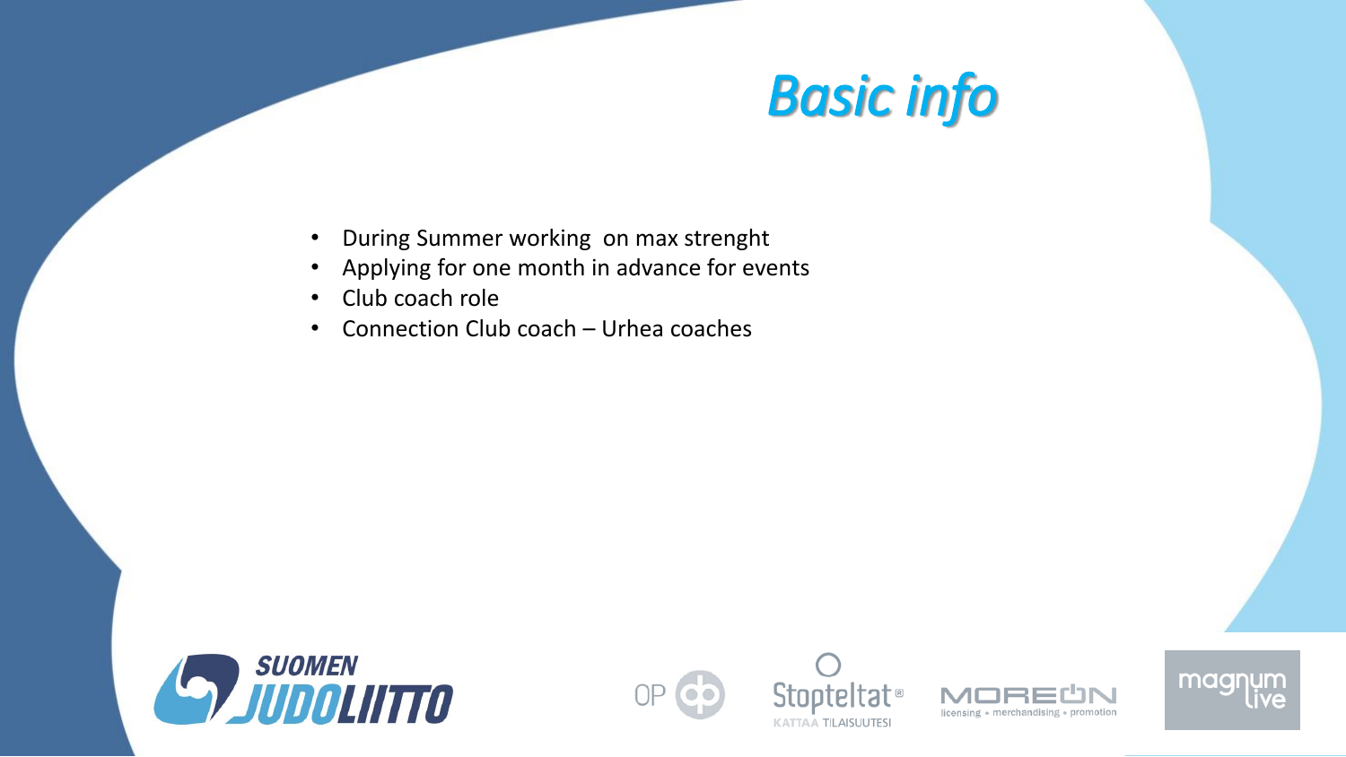# Basic info

- During Summer working  on max strenght
- Applying for one month in advance for events
- Club coach role
- Connection Club coach – Urhea coaches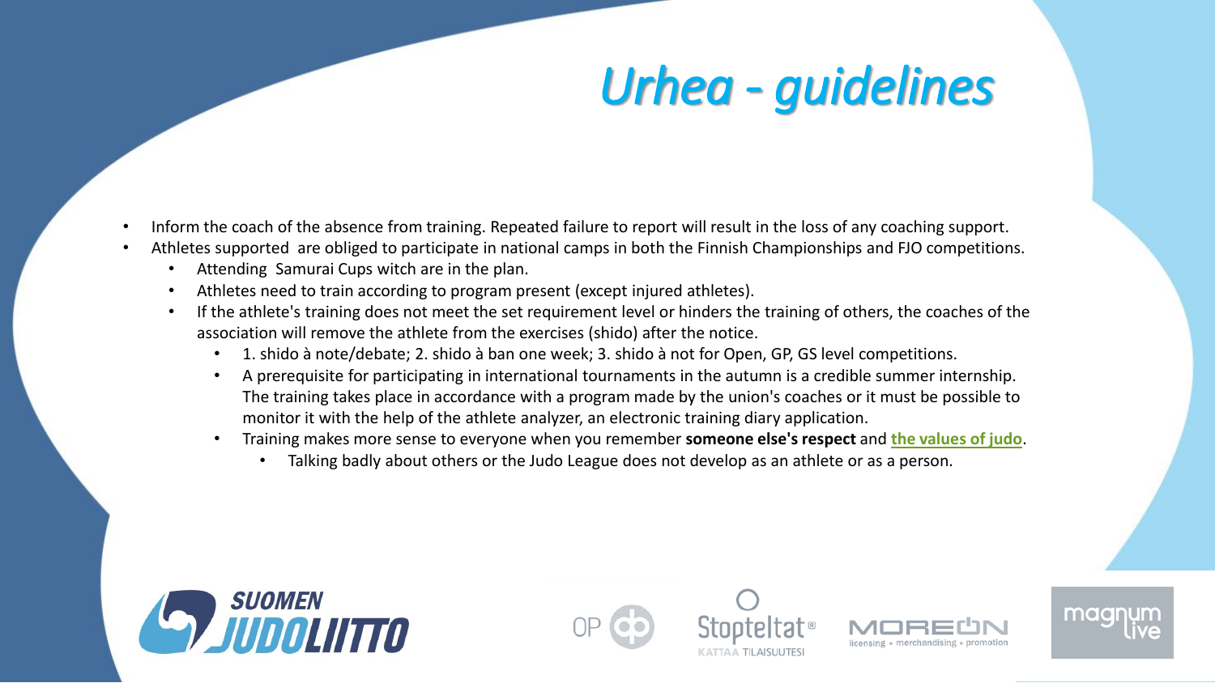# *Urhea - guidelines*

- Inform the coach of the absence from training. Repeated failure to report will result in the loss of any coaching support.
- Athletes supported  are obliged to participate in national camps in both the Finnish Championships and FJO competitions.
  - Attending  Samurai Cups witch are in the plan.
  - Athletes need to train according to program present (except injured athletes).
  - If the athlete's training does not meet the set requirement level or hinders the training of others, the coaches of the association will remove the athlete from the exercises (shido) after the notice.
    - 1. shido à note/debate; 2. shido à ban one week; 3. shido à not for Open, GP, GS level competitions.
    - A prerequisite for participating in international tournaments in the autumn is a credible summer internship. The training takes place in accordance with a program made by the union's coaches or it must be possible to monitor it with the help of the athlete analyzer, an electronic training diary application.
    - Training makes more sense to everyone when you remember **someone else's respect** and **the values of judo**.
      - Talking badly about others or the Judo League does not develop as an athlete or as a person.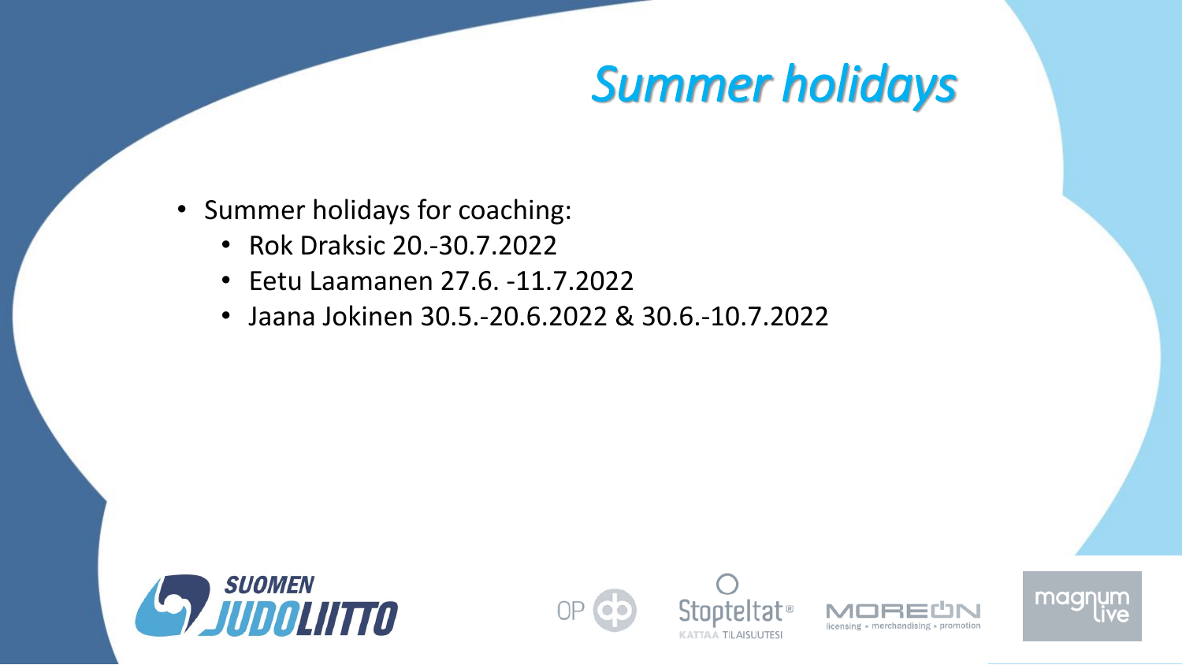# *Summer holidays*

- Summer holidays for coaching:
  - Rok Draksic 20.-30.7.2022
  - Eetu Laamanen 27.6. -11.7.2022
  - Jaana Jokinen 30.5.-20.6.2022 & 30.6.-10.7.2022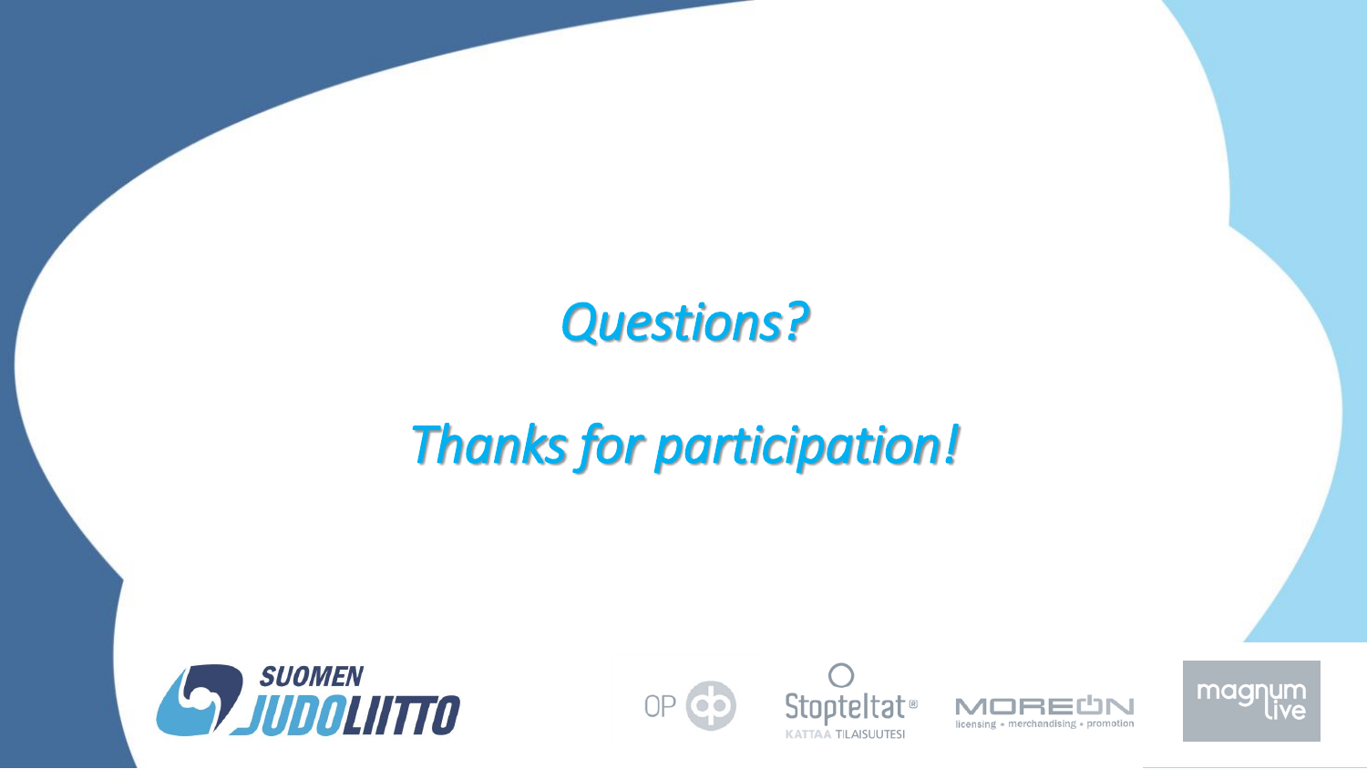*Questions?*

*Thanks for participation!*

SUOMEN JUDOLIITTO

OP

Stopteltat® KATTAA TILAISUUTESI

MOREON licensing • merchandising • promotion

magnum live